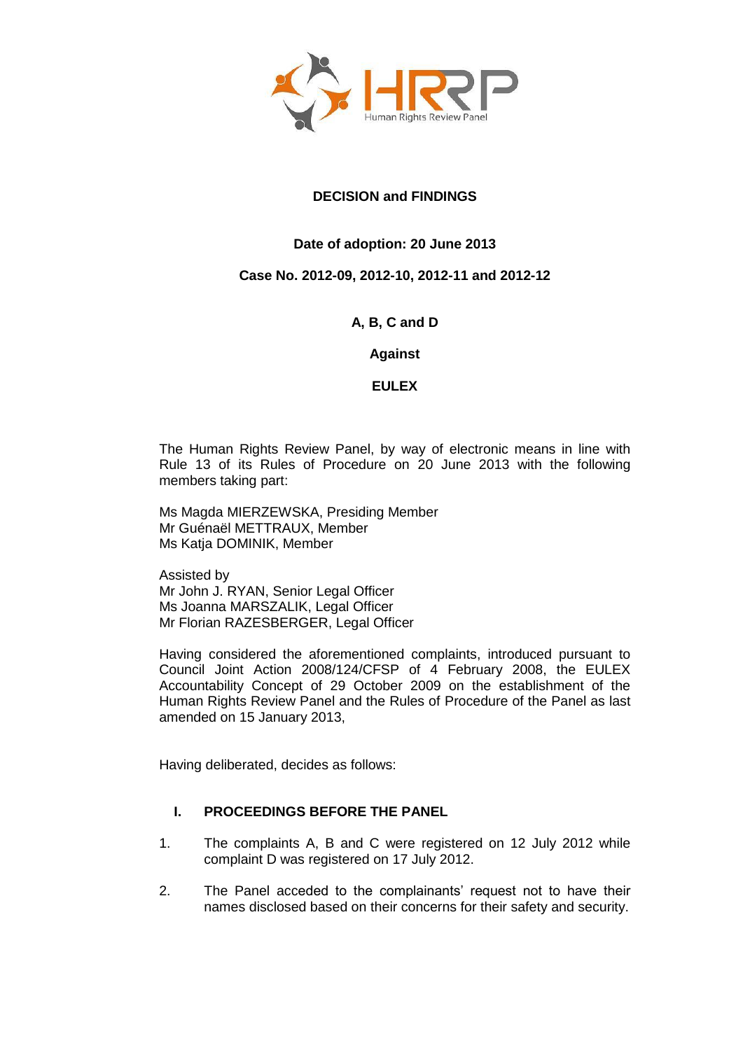Human Rights Review Panel

**DECISION and FINDINGS**

**Date of adoption: 20 June 2013**

**Case No. 2012-09, 2012-10, 2012-11 and 2012-12**

**A, B, C and D**

**Against**

**EULEX**

The Human Rights Review Panel, by way of electronic means in line with Rule 13 of its Rules of Procedure on 20 June 2013 with the following members taking part:

Ms Magda MIERZEWSKA, Presiding Member
Mr Guénaël METTRAUX, Member
Ms Katja DOMINIK, Member

Assisted by
Mr John J. RYAN, Senior Legal Officer
Ms Joanna MARSZALIK, Legal Officer
Mr Florian RAZESBERGER, Legal Officer

Having considered the aforementioned complaints, introduced pursuant to Council Joint Action 2008/124/CFSP of 4 February 2008, the EULEX Accountability Concept of 29 October 2009 on the establishment of the Human Rights Review Panel and the Rules of Procedure of the Panel as last amended on 15 January 2013,

Having deliberated, decides as follows:

## I. PROCEEDINGS BEFORE THE PANEL

1. The complaints A, B and C were registered on 12 July 2012 while complaint D was registered on 17 July 2012.

2. The Panel acceded to the complainants' request not to have their names disclosed based on their concerns for their safety and security.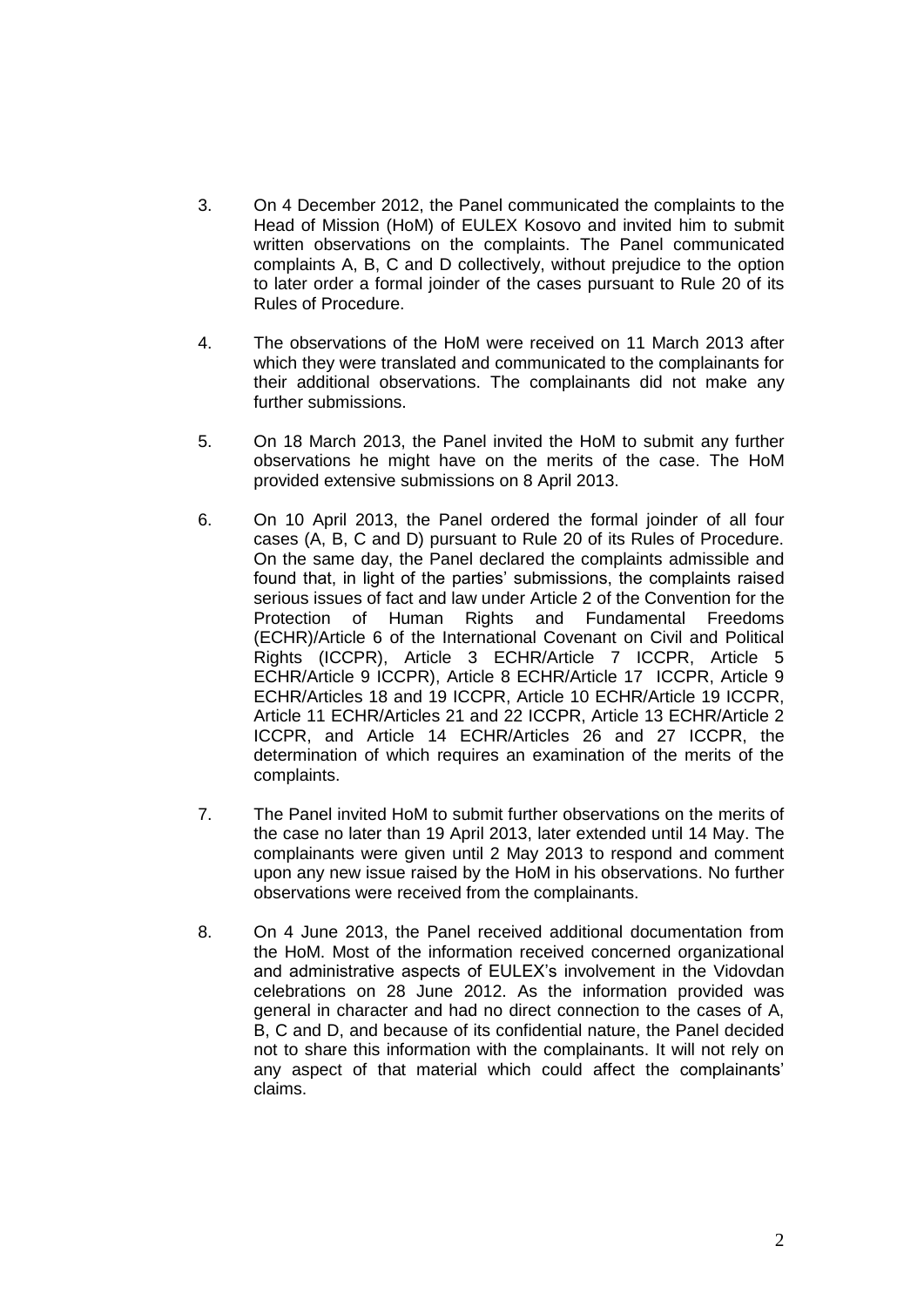3. On 4 December 2012, the Panel communicated the complaints to the Head of Mission (HoM) of EULEX Kosovo and invited him to submit written observations on the complaints. The Panel communicated complaints A, B, C and D collectively, without prejudice to the option to later order a formal joinder of the cases pursuant to Rule 20 of its Rules of Procedure.

4. The observations of the HoM were received on 11 March 2013 after which they were translated and communicated to the complainants for their additional observations. The complainants did not make any further submissions.

5. On 18 March 2013, the Panel invited the HoM to submit any further observations he might have on the merits of the case. The HoM provided extensive submissions on 8 April 2013.

6. On 10 April 2013, the Panel ordered the formal joinder of all four cases (A, B, C and D) pursuant to Rule 20 of its Rules of Procedure. On the same day, the Panel declared the complaints admissible and found that, in light of the parties' submissions, the complaints raised serious issues of fact and law under Article 2 of the Convention for the Protection of Human Rights and Fundamental Freedoms (ECHR)/Article 6 of the International Covenant on Civil and Political Rights (ICCPR), Article 3 ECHR/Article 7 ICCPR, Article 5 ECHR/Article 9 ICCPR), Article 8 ECHR/Article 17 ICCPR, Article 9 ECHR/Articles 18 and 19 ICCPR, Article 10 ECHR/Article 19 ICCPR, Article 11 ECHR/Articles 21 and 22 ICCPR, Article 13 ECHR/Article 2 ICCPR, and Article 14 ECHR/Articles 26 and 27 ICCPR, the determination of which requires an examination of the merits of the complaints.

7. The Panel invited HoM to submit further observations on the merits of the case no later than 19 April 2013, later extended until 14 May. The complainants were given until 2 May 2013 to respond and comment upon any new issue raised by the HoM in his observations. No further observations were received from the complainants.

8. On 4 June 2013, the Panel received additional documentation from the HoM. Most of the information received concerned organizational and administrative aspects of EULEX's involvement in the Vidovdan celebrations on 28 June 2012. As the information provided was general in character and had no direct connection to the cases of A, B, C and D, and because of its confidential nature, the Panel decided not to share this information with the complainants. It will not rely on any aspect of that material which could affect the complainants' claims.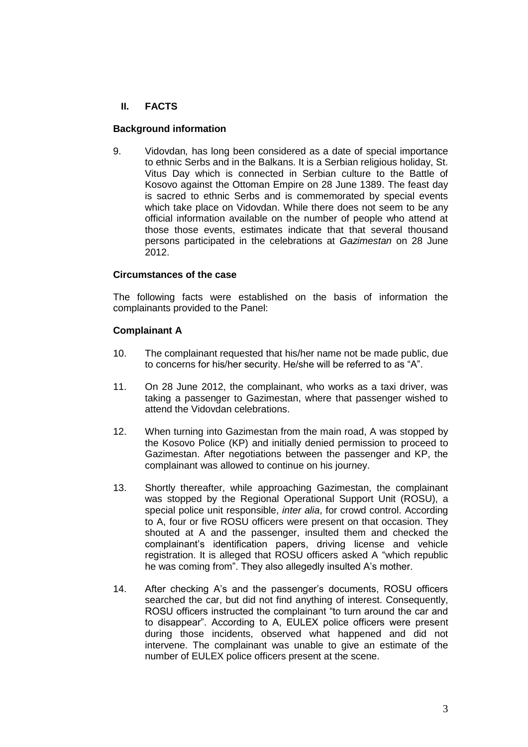## II. FACTS

### Background information

9. Vidovdan*,* has long been considered as a date of special importance to ethnic Serbs and in the Balkans. It is a Serbian religious holiday, St. Vitus Day which is connected in Serbian culture to the Battle of Kosovo against the Ottoman Empire on 28 June 1389. The feast day is sacred to ethnic Serbs and is commemorated by special events which take place on Vidovdan. While there does not seem to be any official information available on the number of people who attend at those those events, estimates indicate that that several thousand persons participated in the celebrations at *Gazimestan* on 28 June 2012.

### Circumstances of the case

The following facts were established on the basis of information the complainants provided to the Panel:

### Complainant A

10. The complainant requested that his/her name not be made public, due to concerns for his/her security. He/she will be referred to as "A".

11. On 28 June 2012, the complainant, who works as a taxi driver, was taking a passenger to Gazimestan, where that passenger wished to attend the Vidovdan celebrations.

12. When turning into Gazimestan from the main road, A was stopped by the Kosovo Police (KP) and initially denied permission to proceed to Gazimestan. After negotiations between the passenger and KP, the complainant was allowed to continue on his journey.

13. Shortly thereafter, while approaching Gazimestan, the complainant was stopped by the Regional Operational Support Unit (ROSU), a special police unit responsible, *inter alia*, for crowd control. According to A, four or five ROSU officers were present on that occasion. They shouted at A and the passenger, insulted them and checked the complainant's identification papers, driving license and vehicle registration. It is alleged that ROSU officers asked A "which republic he was coming from". They also allegedly insulted A's mother.

14. After checking A's and the passenger's documents, ROSU officers searched the car, but did not find anything of interest. Consequently, ROSU officers instructed the complainant "to turn around the car and to disappear". According to A, EULEX police officers were present during those incidents, observed what happened and did not intervene. The complainant was unable to give an estimate of the number of EULEX police officers present at the scene.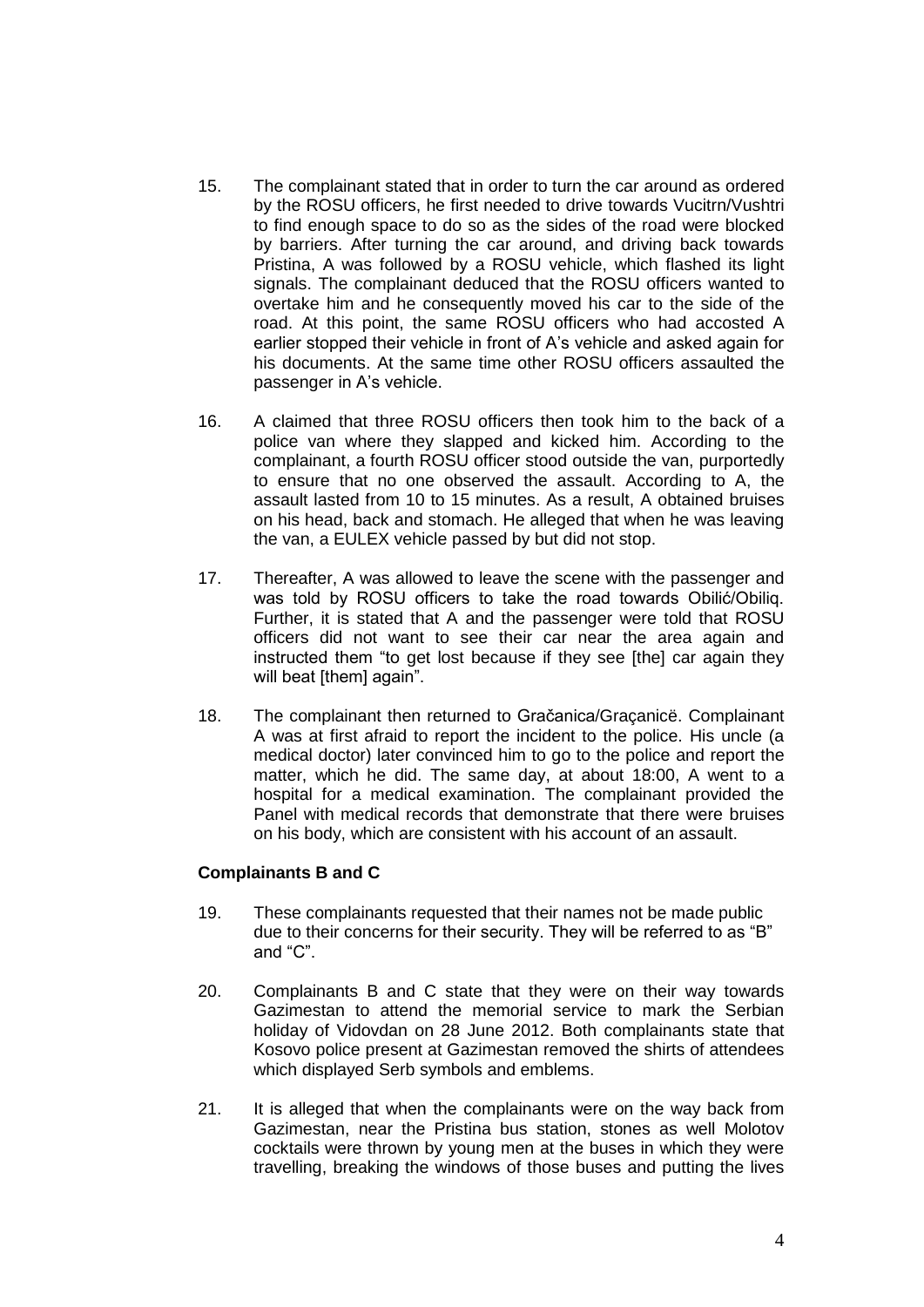15. The complainant stated that in order to turn the car around as ordered by the ROSU officers, he first needed to drive towards Vucitrn/Vushtri to find enough space to do so as the sides of the road were blocked by barriers. After turning the car around, and driving back towards Pristina, A was followed by a ROSU vehicle, which flashed its light signals. The complainant deduced that the ROSU officers wanted to overtake him and he consequently moved his car to the side of the road. At this point, the same ROSU officers who had accosted A earlier stopped their vehicle in front of A's vehicle and asked again for his documents. At the same time other ROSU officers assaulted the passenger in A's vehicle.

16. A claimed that three ROSU officers then took him to the back of a police van where they slapped and kicked him. According to the complainant, a fourth ROSU officer stood outside the van, purportedly to ensure that no one observed the assault. According to A, the assault lasted from 10 to 15 minutes. As a result, A obtained bruises on his head, back and stomach. He alleged that when he was leaving the van, a EULEX vehicle passed by but did not stop.

17. Thereafter, A was allowed to leave the scene with the passenger and was told by ROSU officers to take the road towards Obilić/Obiliq. Further, it is stated that A and the passenger were told that ROSU officers did not want to see their car near the area again and instructed them "to get lost because if they see [the] car again they will beat [them] again".

18. The complainant then returned to Gračanica/Graçanicë. Complainant A was at first afraid to report the incident to the police. His uncle (a medical doctor) later convinced him to go to the police and report the matter, which he did. The same day, at about 18:00, A went to a hospital for a medical examination. The complainant provided the Panel with medical records that demonstrate that there were bruises on his body, which are consistent with his account of an assault.

### Complainants B and C

19. These complainants requested that their names not be made public due to their concerns for their security. They will be referred to as "B" and "C".

20. Complainants B and C state that they were on their way towards Gazimestan to attend the memorial service to mark the Serbian holiday of Vidovdan on 28 June 2012. Both complainants state that Kosovo police present at Gazimestan removed the shirts of attendees which displayed Serb symbols and emblems.

21. It is alleged that when the complainants were on the way back from Gazimestan, near the Pristina bus station, stones as well Molotov cocktails were thrown by young men at the buses in which they were travelling, breaking the windows of those buses and putting the lives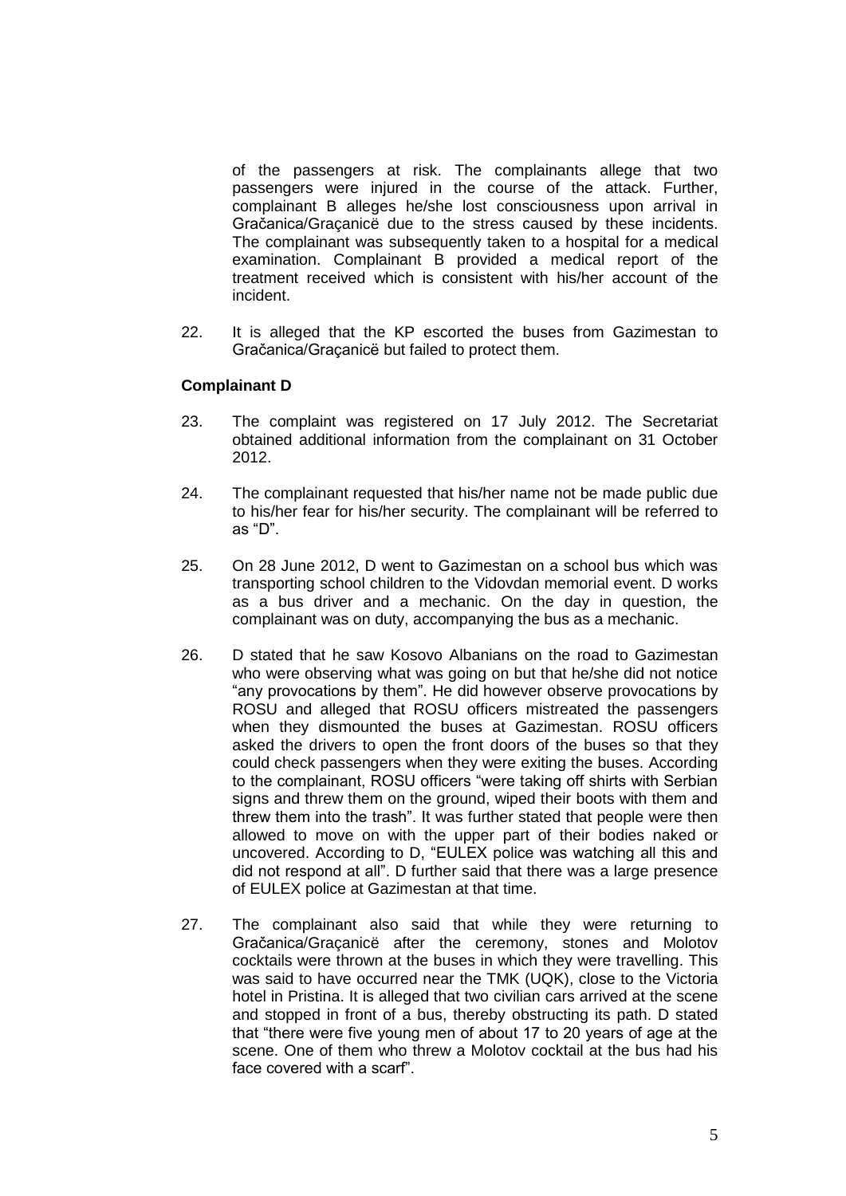of the passengers at risk. The complainants allege that two passengers were injured in the course of the attack. Further, complainant B alleges he/she lost consciousness upon arrival in Gračanica/Graçanicë due to the stress caused by these incidents. The complainant was subsequently taken to a hospital for a medical examination. Complainant B provided a medical report of the treatment received which is consistent with his/her account of the incident.

22. It is alleged that the KP escorted the buses from Gazimestan to Gračanica/Graçanicë but failed to protect them.

**Complainant D**

23. The complaint was registered on 17 July 2012. The Secretariat obtained additional information from the complainant on 31 October 2012.

24. The complainant requested that his/her name not be made public due to his/her fear for his/her security. The complainant will be referred to as "D".

25. On 28 June 2012, D went to Gazimestan on a school bus which was transporting school children to the Vidovdan memorial event. D works as a bus driver and a mechanic. On the day in question, the complainant was on duty, accompanying the bus as a mechanic.

26. D stated that he saw Kosovo Albanians on the road to Gazimestan who were observing what was going on but that he/she did not notice "any provocations by them". He did however observe provocations by ROSU and alleged that ROSU officers mistreated the passengers when they dismounted the buses at Gazimestan. ROSU officers asked the drivers to open the front doors of the buses so that they could check passengers when they were exiting the buses. According to the complainant, ROSU officers "were taking off shirts with Serbian signs and threw them on the ground, wiped their boots with them and threw them into the trash". It was further stated that people were then allowed to move on with the upper part of their bodies naked or uncovered. According to D, "EULEX police was watching all this and did not respond at all". D further said that there was a large presence of EULEX police at Gazimestan at that time.

27. The complainant also said that while they were returning to Gračanica/Graçanicë after the ceremony, stones and Molotov cocktails were thrown at the buses in which they were travelling. This was said to have occurred near the TMK (UQK), close to the Victoria hotel in Pristina. It is alleged that two civilian cars arrived at the scene and stopped in front of a bus, thereby obstructing its path. D stated that "there were five young men of about 17 to 20 years of age at the scene. One of them who threw a Molotov cocktail at the bus had his face covered with a scarf".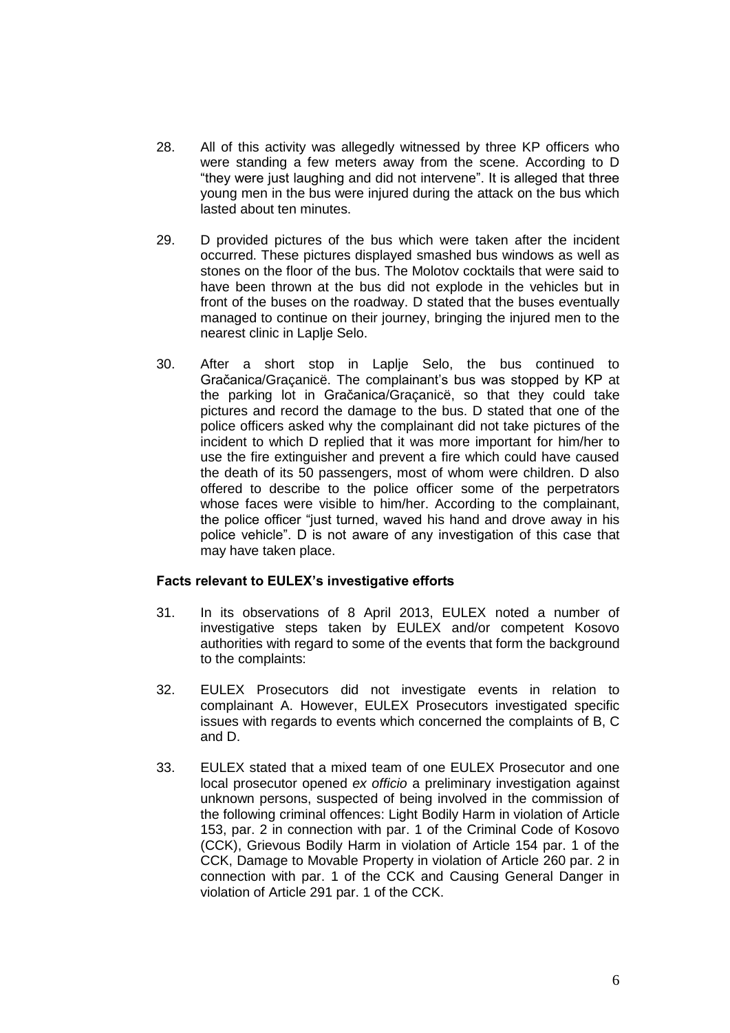28. All of this activity was allegedly witnessed by three KP officers who were standing a few meters away from the scene. According to D "they were just laughing and did not intervene". It is alleged that three young men in the bus were injured during the attack on the bus which lasted about ten minutes.

29. D provided pictures of the bus which were taken after the incident occurred. These pictures displayed smashed bus windows as well as stones on the floor of the bus. The Molotov cocktails that were said to have been thrown at the bus did not explode in the vehicles but in front of the buses on the roadway. D stated that the buses eventually managed to continue on their journey, bringing the injured men to the nearest clinic in Laplje Selo.

30. After a short stop in Laplje Selo, the bus continued to Gračanica/Graçanicë. The complainant's bus was stopped by KP at the parking lot in Gračanica/Graçanicë, so that they could take pictures and record the damage to the bus. D stated that one of the police officers asked why the complainant did not take pictures of the incident to which D replied that it was more important for him/her to use the fire extinguisher and prevent a fire which could have caused the death of its 50 passengers, most of whom were children. D also offered to describe to the police officer some of the perpetrators whose faces were visible to him/her. According to the complainant, the police officer "just turned, waved his hand and drove away in his police vehicle". D is not aware of any investigation of this case that may have taken place.

**Facts relevant to EULEX's investigative efforts**

31. In its observations of 8 April 2013, EULEX noted a number of investigative steps taken by EULEX and/or competent Kosovo authorities with regard to some of the events that form the background to the complaints:

32. EULEX Prosecutors did not investigate events in relation to complainant A. However, EULEX Prosecutors investigated specific issues with regards to events which concerned the complaints of B, C and D.

33. EULEX stated that a mixed team of one EULEX Prosecutor and one local prosecutor opened *ex officio* a preliminary investigation against unknown persons, suspected of being involved in the commission of the following criminal offences: Light Bodily Harm in violation of Article 153, par. 2 in connection with par. 1 of the Criminal Code of Kosovo (CCK), Grievous Bodily Harm in violation of Article 154 par. 1 of the CCK, Damage to Movable Property in violation of Article 260 par. 2 in connection with par. 1 of the CCK and Causing General Danger in violation of Article 291 par. 1 of the CCK.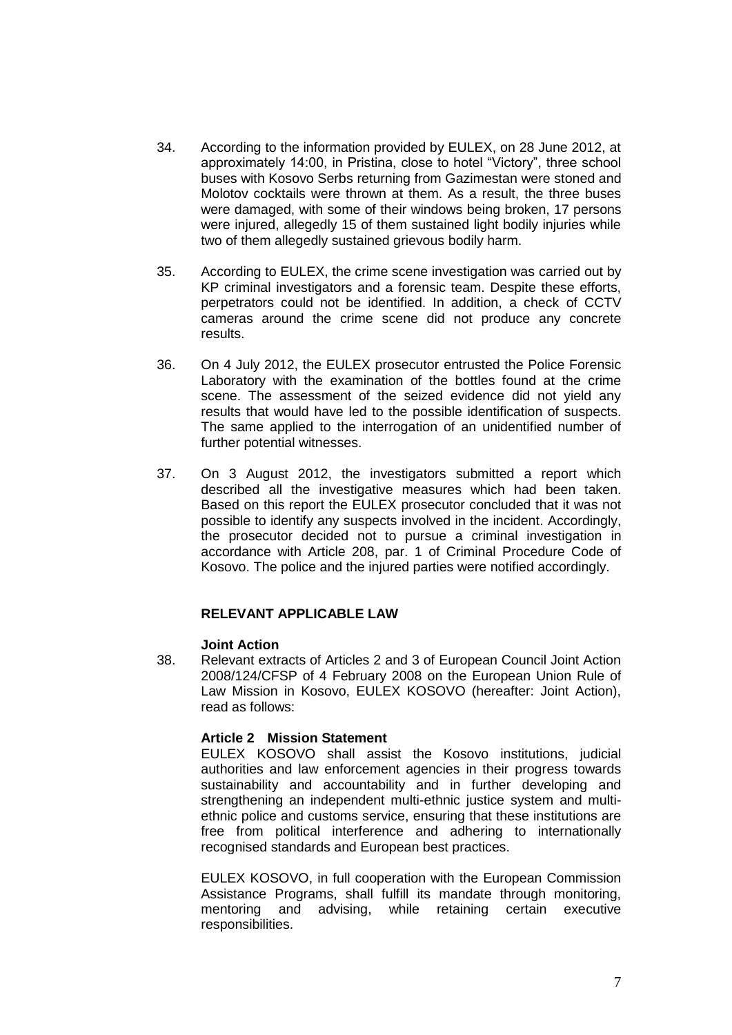34. According to the information provided by EULEX, on 28 June 2012, at approximately 14:00, in Pristina, close to hotel "Victory", three school buses with Kosovo Serbs returning from Gazimestan were stoned and Molotov cocktails were thrown at them. As a result, the three buses were damaged, with some of their windows being broken, 17 persons were injured, allegedly 15 of them sustained light bodily injuries while two of them allegedly sustained grievous bodily harm.

35. According to EULEX, the crime scene investigation was carried out by KP criminal investigators and a forensic team. Despite these efforts, perpetrators could not be identified. In addition, a check of CCTV cameras around the crime scene did not produce any concrete results.

36. On 4 July 2012, the EULEX prosecutor entrusted the Police Forensic Laboratory with the examination of the bottles found at the crime scene. The assessment of the seized evidence did not yield any results that would have led to the possible identification of suspects. The same applied to the interrogation of an unidentified number of further potential witnesses.

37. On 3 August 2012, the investigators submitted a report which described all the investigative measures which had been taken. Based on this report the EULEX prosecutor concluded that it was not possible to identify any suspects involved in the incident. Accordingly, the prosecutor decided not to pursue a criminal investigation in accordance with Article 208, par. 1 of Criminal Procedure Code of Kosovo. The police and the injured parties were notified accordingly.

## RELEVANT APPLICABLE LAW

### Joint Action

38. Relevant extracts of Articles 2 and 3 of European Council Joint Action 2008/124/CFSP of 4 February 2008 on the European Union Rule of Law Mission in Kosovo, EULEX KOSOVO (hereafter: Joint Action), read as follows:

**Article 2 Mission Statement**

EULEX KOSOVO shall assist the Kosovo institutions, judicial authorities and law enforcement agencies in their progress towards sustainability and accountability and in further developing and strengthening an independent multi-ethnic justice system and multi-ethnic police and customs service, ensuring that these institutions are free from political interference and adhering to internationally recognised standards and European best practices.

EULEX KOSOVO, in full cooperation with the European Commission Assistance Programs, shall fulfill its mandate through monitoring, mentoring and advising, while retaining certain executive responsibilities.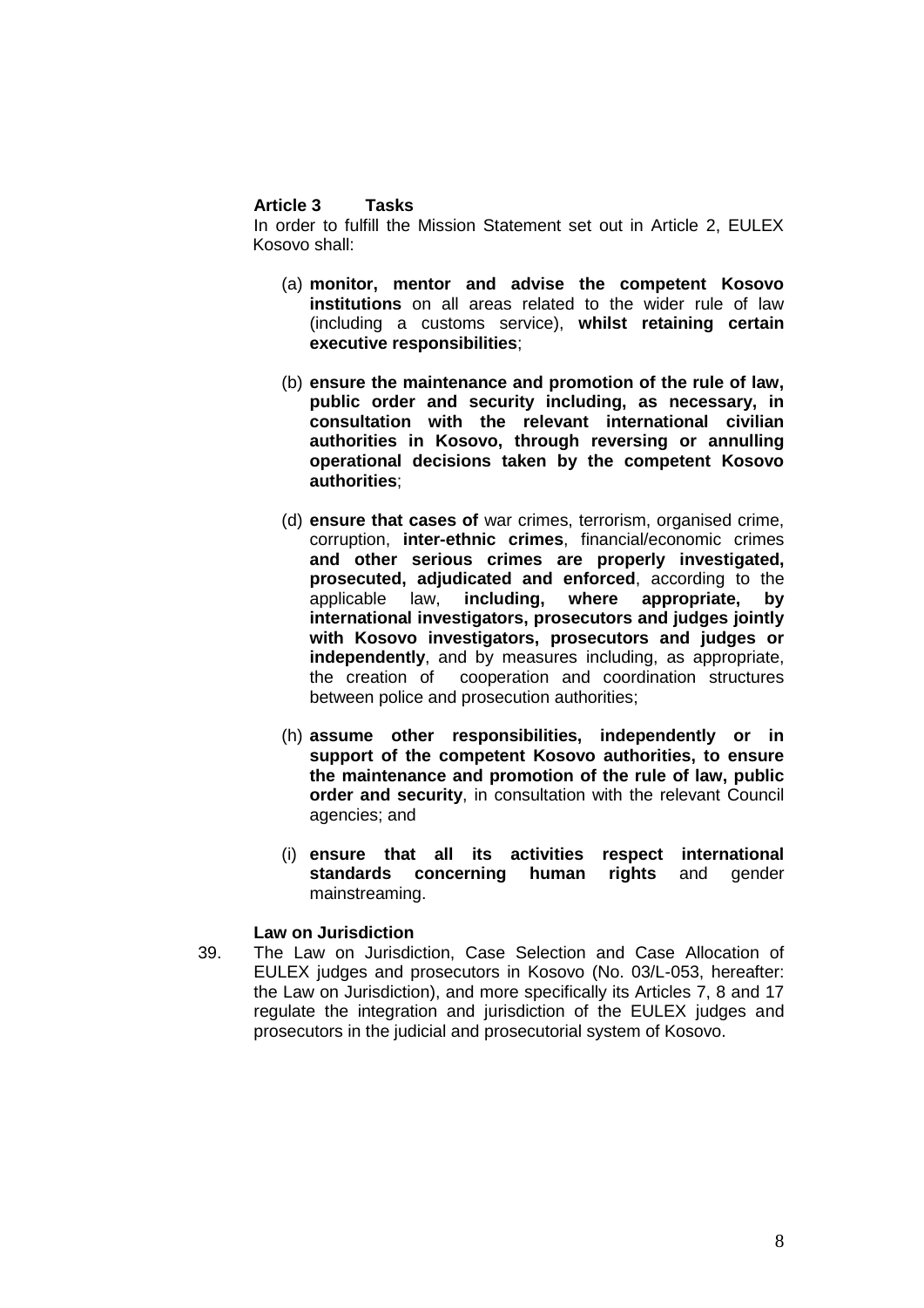**Article 3 Tasks**

In order to fulfill the Mission Statement set out in Article 2, EULEX Kosovo shall:

(a) **monitor, mentor and advise the competent Kosovo institutions** on all areas related to the wider rule of law (including a customs service), **whilst retaining certain executive responsibilities**;

(b) **ensure the maintenance and promotion of the rule of law, public order and security including, as necessary, in consultation with the relevant international civilian authorities in Kosovo, through reversing or annulling operational decisions taken by the competent Kosovo authorities**;

(d) **ensure that cases of** war crimes, terrorism, organised crime, corruption, **inter-ethnic crimes**, financial/economic crimes **and other serious crimes are properly investigated, prosecuted, adjudicated and enforced**, according to the applicable law, **including, where appropriate, by international investigators, prosecutors and judges jointly with Kosovo investigators, prosecutors and judges or independently**, and by measures including, as appropriate, the creation of cooperation and coordination structures between police and prosecution authorities;

(h) **assume other responsibilities, independently or in support of the competent Kosovo authorities, to ensure the maintenance and promotion of the rule of law, public order and security**, in consultation with the relevant Council agencies; and

(i) **ensure that all its activities respect international standards concerning human rights** and gender mainstreaming.

**Law on Jurisdiction**

39. The Law on Jurisdiction, Case Selection and Case Allocation of EULEX judges and prosecutors in Kosovo (No. 03/L-053, hereafter: the Law on Jurisdiction), and more specifically its Articles 7, 8 and 17 regulate the integration and jurisdiction of the EULEX judges and prosecutors in the judicial and prosecutorial system of Kosovo.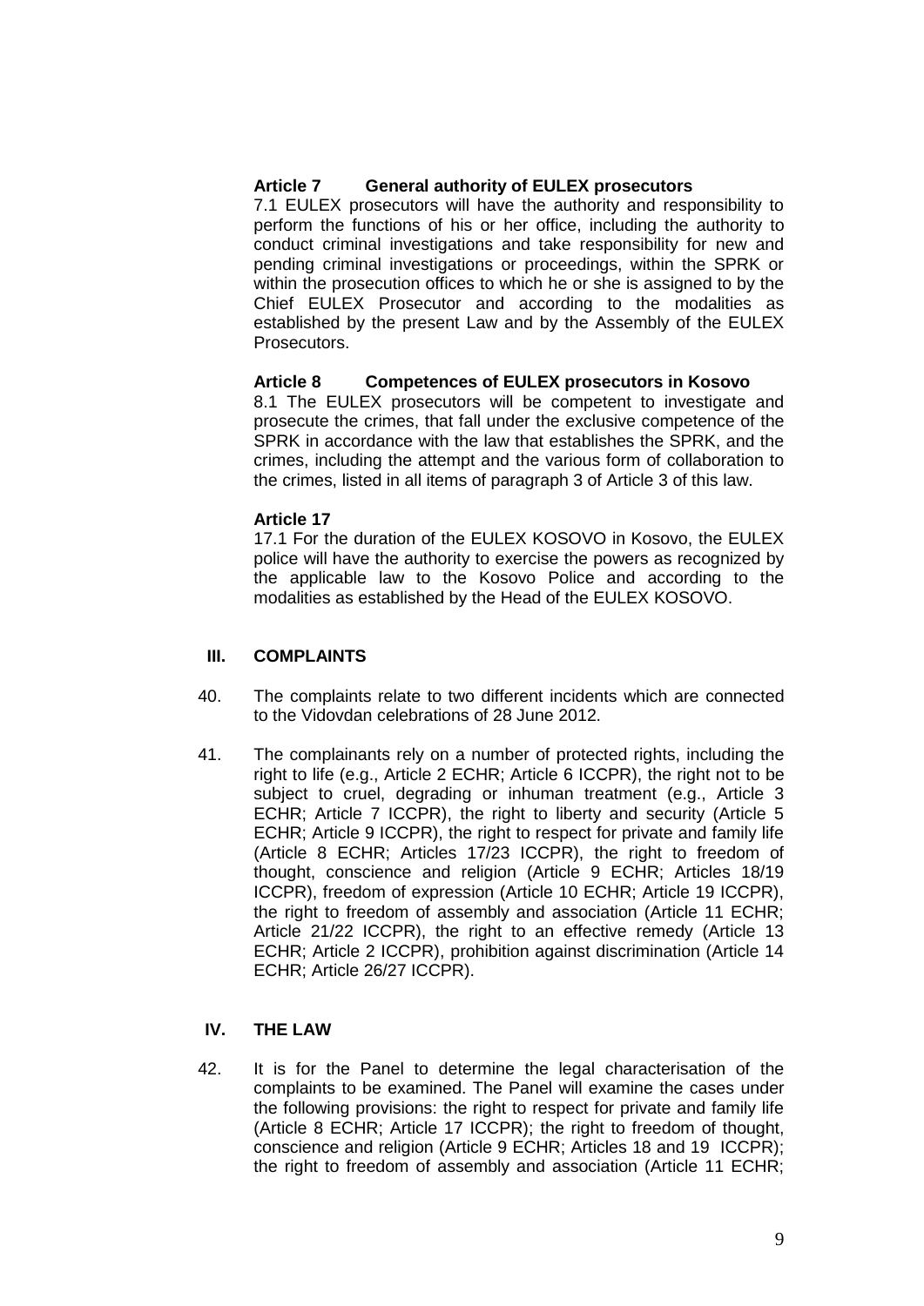**Article 7 General authority of EULEX prosecutors**

7.1 EULEX prosecutors will have the authority and responsibility to perform the functions of his or her office, including the authority to conduct criminal investigations and take responsibility for new and pending criminal investigations or proceedings, within the SPRK or within the prosecution offices to which he or she is assigned to by the Chief EULEX Prosecutor and according to the modalities as established by the present Law and by the Assembly of the EULEX Prosecutors.

**Article 8 Competences of EULEX prosecutors in Kosovo**

8.1 The EULEX prosecutors will be competent to investigate and prosecute the crimes, that fall under the exclusive competence of the SPRK in accordance with the law that establishes the SPRK, and the crimes, including the attempt and the various form of collaboration to the crimes, listed in all items of paragraph 3 of Article 3 of this law.

**Article 17**

17.1 For the duration of the EULEX KOSOVO in Kosovo, the EULEX police will have the authority to exercise the powers as recognized by the applicable law to the Kosovo Police and according to the modalities as established by the Head of the EULEX KOSOVO.

## III. COMPLAINTS

40. The complaints relate to two different incidents which are connected to the Vidovdan celebrations of 28 June 2012.

41. The complainants rely on a number of protected rights, including the right to life (e.g., Article 2 ECHR; Article 6 ICCPR), the right not to be subject to cruel, degrading or inhuman treatment (e.g., Article 3 ECHR; Article 7 ICCPR), the right to liberty and security (Article 5 ECHR; Article 9 ICCPR), the right to respect for private and family life (Article 8 ECHR; Articles 17/23 ICCPR), the right to freedom of thought, conscience and religion (Article 9 ECHR; Articles 18/19 ICCPR), freedom of expression (Article 10 ECHR; Article 19 ICCPR), the right to freedom of assembly and association (Article 11 ECHR; Article 21/22 ICCPR), the right to an effective remedy (Article 13 ECHR; Article 2 ICCPR), prohibition against discrimination (Article 14 ECHR; Article 26/27 ICCPR).

## IV. THE LAW

42. It is for the Panel to determine the legal characterisation of the complaints to be examined. The Panel will examine the cases under the following provisions: the right to respect for private and family life (Article 8 ECHR; Article 17 ICCPR); the right to freedom of thought, conscience and religion (Article 9 ECHR; Articles 18 and 19 ICCPR); the right to freedom of assembly and association (Article 11 ECHR;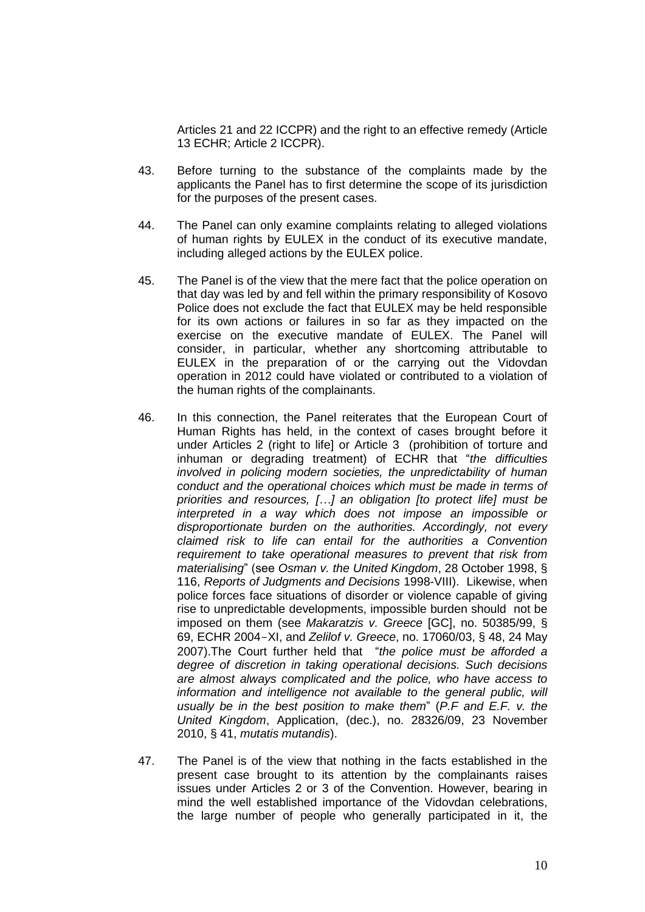Articles 21 and 22 ICCPR) and the right to an effective remedy (Article 13 ECHR; Article 2 ICCPR).

43. Before turning to the substance of the complaints made by the applicants the Panel has to first determine the scope of its jurisdiction for the purposes of the present cases.

44. The Panel can only examine complaints relating to alleged violations of human rights by EULEX in the conduct of its executive mandate, including alleged actions by the EULEX police.

45. The Panel is of the view that the mere fact that the police operation on that day was led by and fell within the primary responsibility of Kosovo Police does not exclude the fact that EULEX may be held responsible for its own actions or failures in so far as they impacted on the exercise on the executive mandate of EULEX. The Panel will consider, in particular, whether any shortcoming attributable to EULEX in the preparation of or the carrying out the Vidovdan operation in 2012 could have violated or contributed to a violation of the human rights of the complainants.

46. In this connection, the Panel reiterates that the European Court of Human Rights has held, in the context of cases brought before it under Articles 2 (right to life] or Article 3 (prohibition of torture and inhuman or degrading treatment) of ECHR that "*the difficulties involved in policing modern societies, the unpredictability of human conduct and the operational choices which must be made in terms of priorities and resources, […] an obligation [to protect life] must be interpreted in a way which does not impose an impossible or disproportionate burden on the authorities. Accordingly, not every claimed risk to life can entail for the authorities a Convention requirement to take operational measures to prevent that risk from materialising*" (see *Osman v. the United Kingdom*, 28 October 1998, § 116, *Reports of Judgments and Decisions* 1998-VIII). Likewise, when police forces face situations of disorder or violence capable of giving rise to unpredictable developments, impossible burden should not be imposed on them (see *Makaratzis v. Greece* [GC], no. 50385/99, § 69, ECHR 2004‑XI, and *Zelilof v. Greece*, no. 17060/03, § 48, 24 May 2007).The Court further held that "*the police must be afforded a degree of discretion in taking operational decisions. Such decisions are almost always complicated and the police, who have access to information and intelligence not available to the general public, will usually be in the best position to make them*" (*P.F and E.F. v. the United Kingdom*, Application, (dec.), no. 28326/09, 23 November 2010, § 41, *mutatis mutandis*).

47. The Panel is of the view that nothing in the facts established in the present case brought to its attention by the complainants raises issues under Articles 2 or 3 of the Convention. However, bearing in mind the well established importance of the Vidovdan celebrations, the large number of people who generally participated in it, the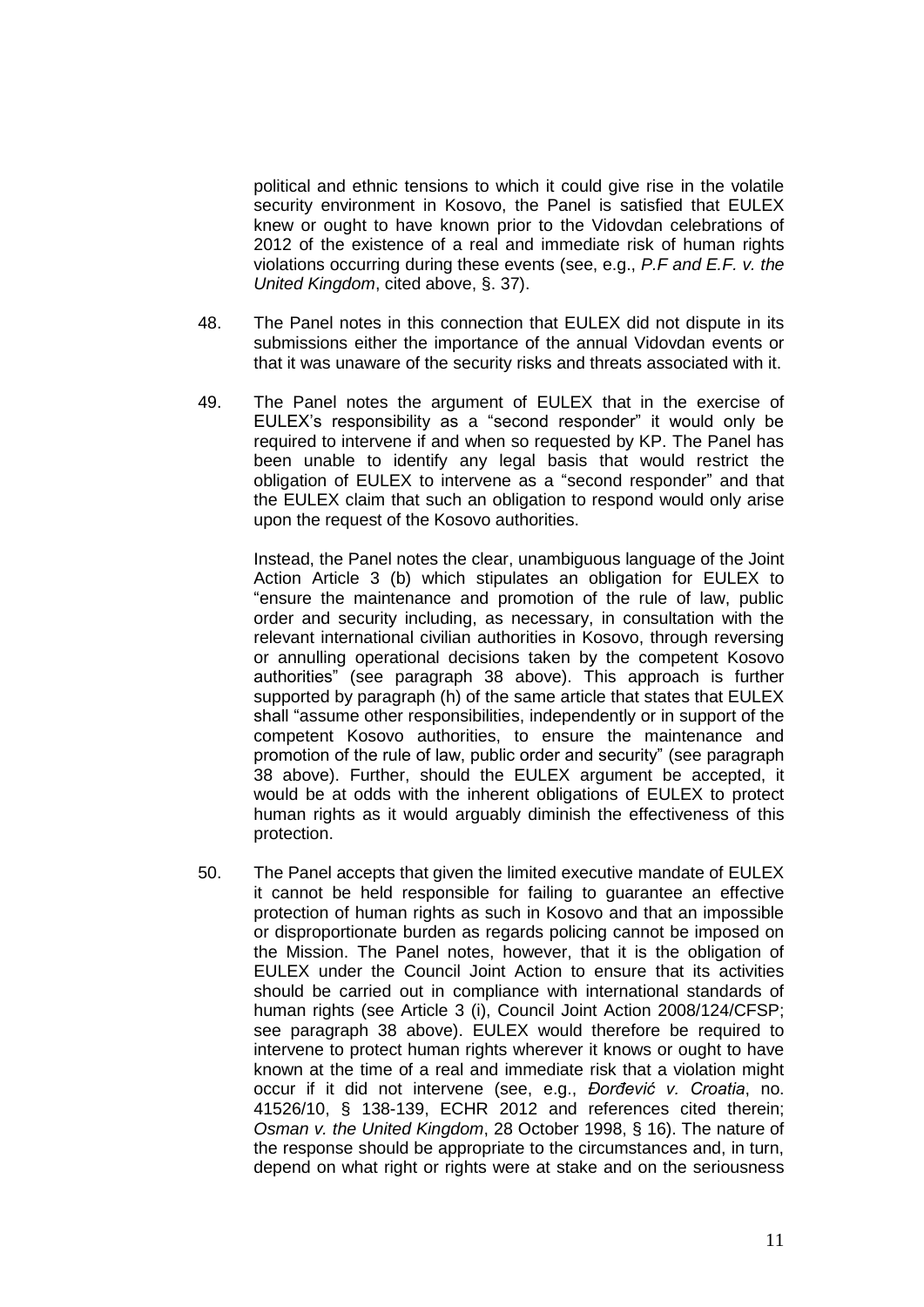political and ethnic tensions to which it could give rise in the volatile security environment in Kosovo, the Panel is satisfied that EULEX knew or ought to have known prior to the Vidovdan celebrations of 2012 of the existence of a real and immediate risk of human rights violations occurring during these events (see, e.g., *P.F and E.F. v. the United Kingdom*, cited above, §. 37).

48. The Panel notes in this connection that EULEX did not dispute in its submissions either the importance of the annual Vidovdan events or that it was unaware of the security risks and threats associated with it.

49. The Panel notes the argument of EULEX that in the exercise of EULEX's responsibility as a "second responder" it would only be required to intervene if and when so requested by KP. The Panel has been unable to identify any legal basis that would restrict the obligation of EULEX to intervene as a "second responder" and that the EULEX claim that such an obligation to respond would only arise upon the request of the Kosovo authorities.

    Instead, the Panel notes the clear, unambiguous language of the Joint Action Article 3 (b) which stipulates an obligation for EULEX to "ensure the maintenance and promotion of the rule of law, public order and security including, as necessary, in consultation with the relevant international civilian authorities in Kosovo, through reversing or annulling operational decisions taken by the competent Kosovo authorities" (see paragraph 38 above). This approach is further supported by paragraph (h) of the same article that states that EULEX shall "assume other responsibilities, independently or in support of the competent Kosovo authorities, to ensure the maintenance and promotion of the rule of law, public order and security" (see paragraph 38 above). Further, should the EULEX argument be accepted, it would be at odds with the inherent obligations of EULEX to protect human rights as it would arguably diminish the effectiveness of this protection.

50. The Panel accepts that given the limited executive mandate of EULEX it cannot be held responsible for failing to guarantee an effective protection of human rights as such in Kosovo and that an impossible or disproportionate burden as regards policing cannot be imposed on the Mission. The Panel notes, however, that it is the obligation of EULEX under the Council Joint Action to ensure that its activities should be carried out in compliance with international standards of human rights (see Article 3 (i), Council Joint Action 2008/124/CFSP; see paragraph 38 above). EULEX would therefore be required to intervene to protect human rights wherever it knows or ought to have known at the time of a real and immediate risk that a violation might occur if it did not intervene (see, e.g., *Đorđević v. Croatia*, no. 41526/10, § 138-139, ECHR 2012 and references cited therein; *Osman v. the United Kingdom*, 28 October 1998, § 16). The nature of the response should be appropriate to the circumstances and, in turn, depend on what right or rights were at stake and on the seriousness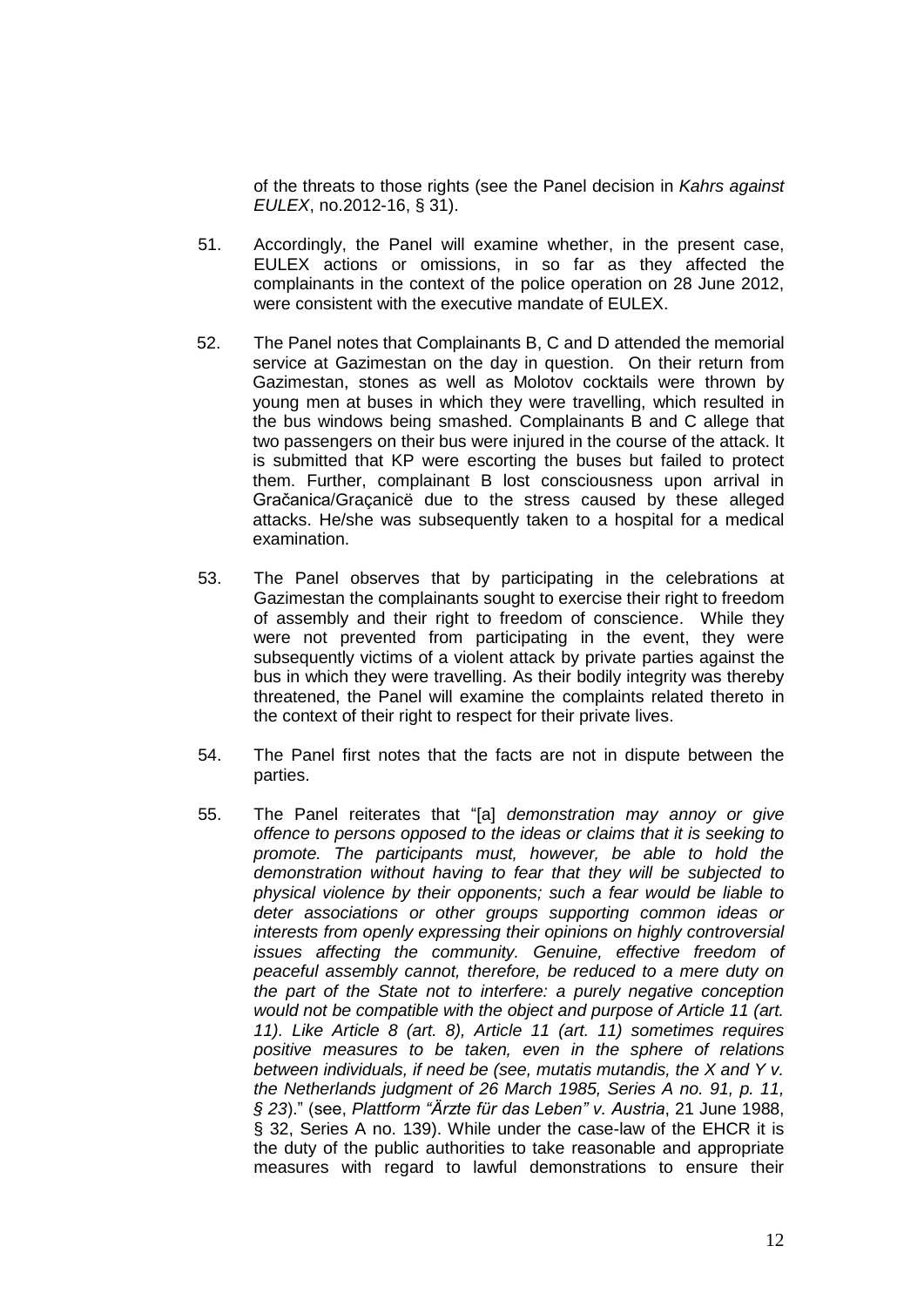of the threats to those rights (see the Panel decision in *Kahrs against EULEX*, no.2012-16, § 31).

51. Accordingly, the Panel will examine whether, in the present case, EULEX actions or omissions, in so far as they affected the complainants in the context of the police operation on 28 June 2012, were consistent with the executive mandate of EULEX.

52. The Panel notes that Complainants B, C and D attended the memorial service at Gazimestan on the day in question. On their return from Gazimestan, stones as well as Molotov cocktails were thrown by young men at buses in which they were travelling, which resulted in the bus windows being smashed. Complainants B and C allege that two passengers on their bus were injured in the course of the attack. It is submitted that KP were escorting the buses but failed to protect them. Further, complainant B lost consciousness upon arrival in Gračanica/Graçanicë due to the stress caused by these alleged attacks. He/she was subsequently taken to a hospital for a medical examination.

53. The Panel observes that by participating in the celebrations at Gazimestan the complainants sought to exercise their right to freedom of assembly and their right to freedom of conscience. While they were not prevented from participating in the event, they were subsequently victims of a violent attack by private parties against the bus in which they were travelling. As their bodily integrity was thereby threatened, the Panel will examine the complaints related thereto in the context of their right to respect for their private lives.

54. The Panel first notes that the facts are not in dispute between the parties.

55. The Panel reiterates that "[a] *demonstration may annoy or give offence to persons opposed to the ideas or claims that it is seeking to promote. The participants must, however, be able to hold the demonstration without having to fear that they will be subjected to physical violence by their opponents; such a fear would be liable to deter associations or other groups supporting common ideas or interests from openly expressing their opinions on highly controversial issues affecting the community. Genuine, effective freedom of peaceful assembly cannot, therefore, be reduced to a mere duty on the part of the State not to interfere: a purely negative conception would not be compatible with the object and purpose of Article 11 (art. 11). Like Article 8 (art. 8), Article 11 (art. 11) sometimes requires positive measures to be taken, even in the sphere of relations between individuals, if need be (see, mutatis mutandis, the X and Y v. the Netherlands judgment of 26 March 1985, Series A no. 91, p. 11, § 23)*." (see, *Plattform "Ärzte für das Leben" v. Austria*, 21 June 1988, § 32, Series A no. 139). While under the case-law of the EHCR it is the duty of the public authorities to take reasonable and appropriate measures with regard to lawful demonstrations to ensure their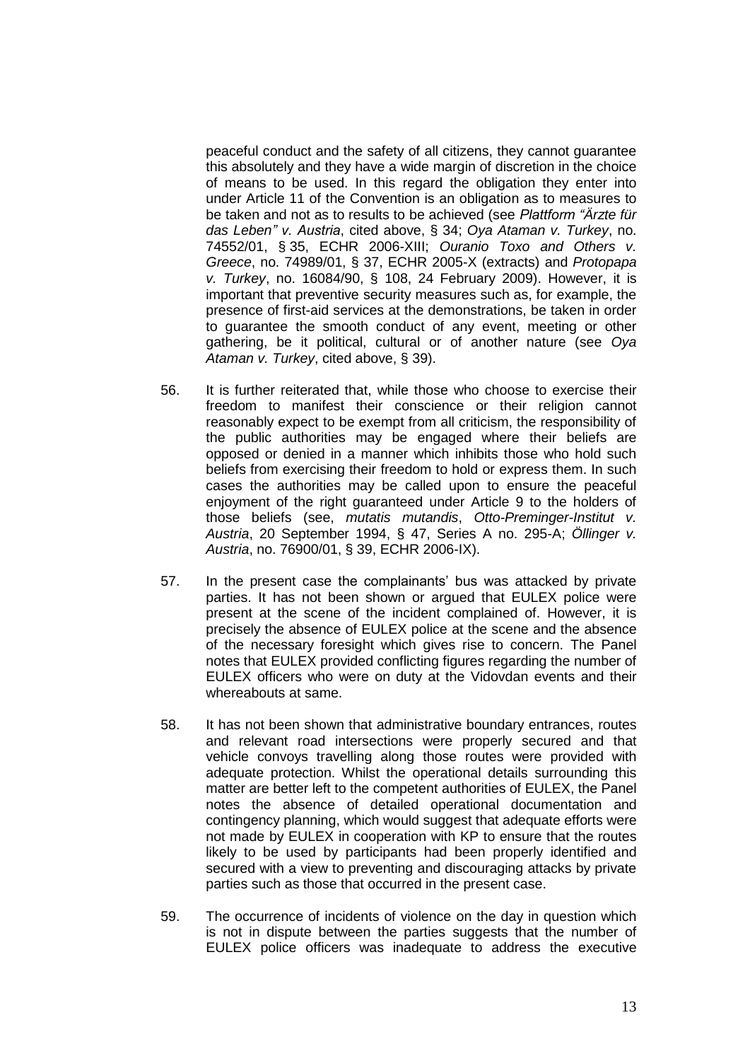peaceful conduct and the safety of all citizens, they cannot guarantee this absolutely and they have a wide margin of discretion in the choice of means to be used. In this regard the obligation they enter into under Article 11 of the Convention is an obligation as to measures to be taken and not as to results to be achieved (see *Plattform "Ärzte für das Leben" v. Austria*, cited above, § 34; *Oya Ataman v. Turkey*, no. 74552/01, § 35, ECHR 2006-XIII; *Ouranio Toxo and Others v. Greece*, no. 74989/01, § 37, ECHR 2005-X (extracts) and *Protopapa v. Turkey*, no. 16084/90, § 108, 24 February 2009). However, it is important that preventive security measures such as, for example, the presence of first-aid services at the demonstrations, be taken in order to guarantee the smooth conduct of any event, meeting or other gathering, be it political, cultural or of another nature (see *Oya Ataman v. Turkey*, cited above, § 39).

56. It is further reiterated that, while those who choose to exercise their freedom to manifest their conscience or their religion cannot reasonably expect to be exempt from all criticism, the responsibility of the public authorities may be engaged where their beliefs are opposed or denied in a manner which inhibits those who hold such beliefs from exercising their freedom to hold or express them. In such cases the authorities may be called upon to ensure the peaceful enjoyment of the right guaranteed under Article 9 to the holders of those beliefs (see, *mutatis mutandis*, *Otto-Preminger-Institut v. Austria*, 20 September 1994, § 47, Series A no. 295-A; *Öllinger v. Austria*, no. 76900/01, § 39, ECHR 2006-IX).

57. In the present case the complainants' bus was attacked by private parties. It has not been shown or argued that EULEX police were present at the scene of the incident complained of. However, it is precisely the absence of EULEX police at the scene and the absence of the necessary foresight which gives rise to concern. The Panel notes that EULEX provided conflicting figures regarding the number of EULEX officers who were on duty at the Vidovdan events and their whereabouts at same.

58. It has not been shown that administrative boundary entrances, routes and relevant road intersections were properly secured and that vehicle convoys travelling along those routes were provided with adequate protection. Whilst the operational details surrounding this matter are better left to the competent authorities of EULEX, the Panel notes the absence of detailed operational documentation and contingency planning, which would suggest that adequate efforts were not made by EULEX in cooperation with KP to ensure that the routes likely to be used by participants had been properly identified and secured with a view to preventing and discouraging attacks by private parties such as those that occurred in the present case.

59. The occurrence of incidents of violence on the day in question which is not in dispute between the parties suggests that the number of EULEX police officers was inadequate to address the executive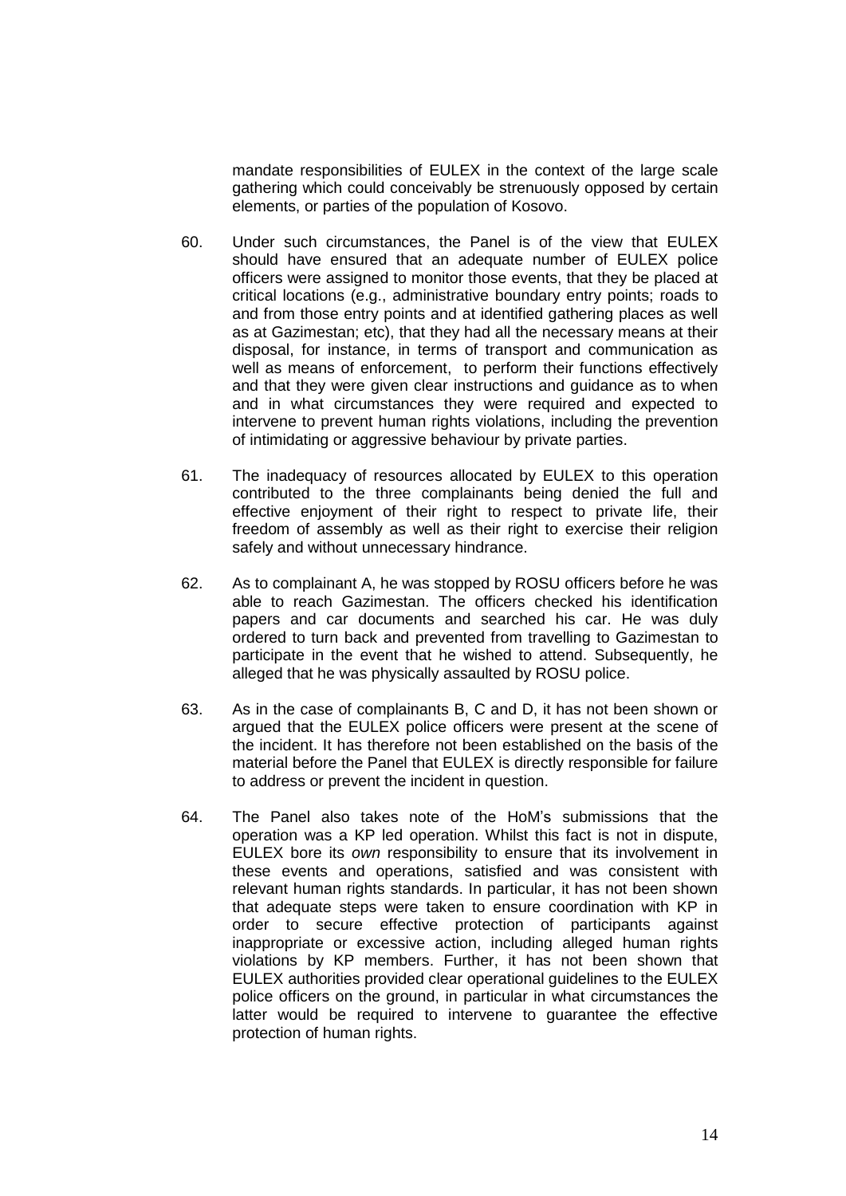mandate responsibilities of EULEX in the context of the large scale gathering which could conceivably be strenuously opposed by certain elements, or parties of the population of Kosovo.

60. Under such circumstances, the Panel is of the view that EULEX should have ensured that an adequate number of EULEX police officers were assigned to monitor those events, that they be placed at critical locations (e.g., administrative boundary entry points; roads to and from those entry points and at identified gathering places as well as at Gazimestan; etc), that they had all the necessary means at their disposal, for instance, in terms of transport and communication as well as means of enforcement, to perform their functions effectively and that they were given clear instructions and guidance as to when and in what circumstances they were required and expected to intervene to prevent human rights violations, including the prevention of intimidating or aggressive behaviour by private parties.

61. The inadequacy of resources allocated by EULEX to this operation contributed to the three complainants being denied the full and effective enjoyment of their right to respect to private life, their freedom of assembly as well as their right to exercise their religion safely and without unnecessary hindrance.

62. As to complainant A, he was stopped by ROSU officers before he was able to reach Gazimestan. The officers checked his identification papers and car documents and searched his car. He was duly ordered to turn back and prevented from travelling to Gazimestan to participate in the event that he wished to attend. Subsequently, he alleged that he was physically assaulted by ROSU police.

63. As in the case of complainants B, C and D, it has not been shown or argued that the EULEX police officers were present at the scene of the incident. It has therefore not been established on the basis of the material before the Panel that EULEX is directly responsible for failure to address or prevent the incident in question.

64. The Panel also takes note of the HoM's submissions that the operation was a KP led operation. Whilst this fact is not in dispute, EULEX bore its *own* responsibility to ensure that its involvement in these events and operations, satisfied and was consistent with relevant human rights standards. In particular, it has not been shown that adequate steps were taken to ensure coordination with KP in order to secure effective protection of participants against inappropriate or excessive action, including alleged human rights violations by KP members. Further, it has not been shown that EULEX authorities provided clear operational guidelines to the EULEX police officers on the ground, in particular in what circumstances the latter would be required to intervene to guarantee the effective protection of human rights.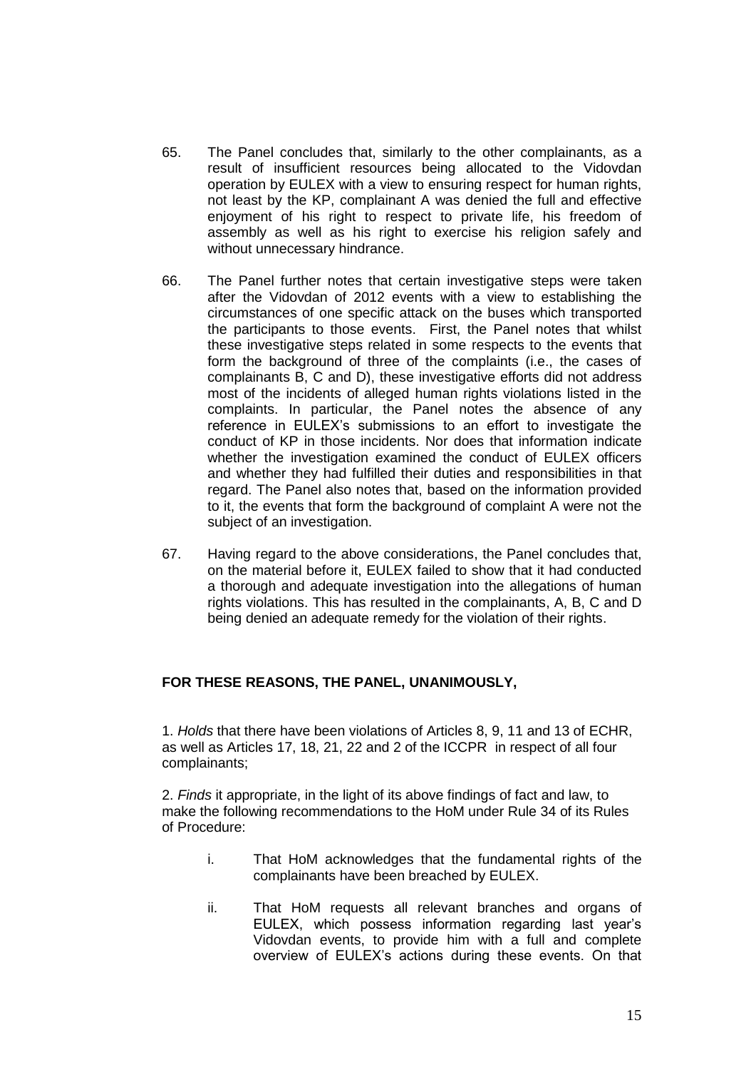65. The Panel concludes that, similarly to the other complainants, as a result of insufficient resources being allocated to the Vidovdan operation by EULEX with a view to ensuring respect for human rights, not least by the KP, complainant A was denied the full and effective enjoyment of his right to respect to private life, his freedom of assembly as well as his right to exercise his religion safely and without unnecessary hindrance.

66. The Panel further notes that certain investigative steps were taken after the Vidovdan of 2012 events with a view to establishing the circumstances of one specific attack on the buses which transported the participants to those events. First, the Panel notes that whilst these investigative steps related in some respects to the events that form the background of three of the complaints (i.e., the cases of complainants B, C and D), these investigative efforts did not address most of the incidents of alleged human rights violations listed in the complaints. In particular, the Panel notes the absence of any reference in EULEX's submissions to an effort to investigate the conduct of KP in those incidents. Nor does that information indicate whether the investigation examined the conduct of EULEX officers and whether they had fulfilled their duties and responsibilities in that regard. The Panel also notes that, based on the information provided to it, the events that form the background of complaint A were not the subject of an investigation.

67. Having regard to the above considerations, the Panel concludes that, on the material before it, EULEX failed to show that it had conducted a thorough and adequate investigation into the allegations of human rights violations. This has resulted in the complainants, A, B, C and D being denied an adequate remedy for the violation of their rights.

**FOR THESE REASONS, THE PANEL, UNANIMOUSLY,**

1. *Holds* that there have been violations of Articles 8, 9, 11 and 13 of ECHR, as well as Articles 17, 18, 21, 22 and 2 of the ICCPR in respect of all four complainants;

2. *Finds* it appropriate, in the light of its above findings of fact and law, to make the following recommendations to the HoM under Rule 34 of its Rules of Procedure:

   i. That HoM acknowledges that the fundamental rights of the complainants have been breached by EULEX.

   ii. That HoM requests all relevant branches and organs of EULEX, which possess information regarding last year's Vidovdan events, to provide him with a full and complete overview of EULEX's actions during these events. On that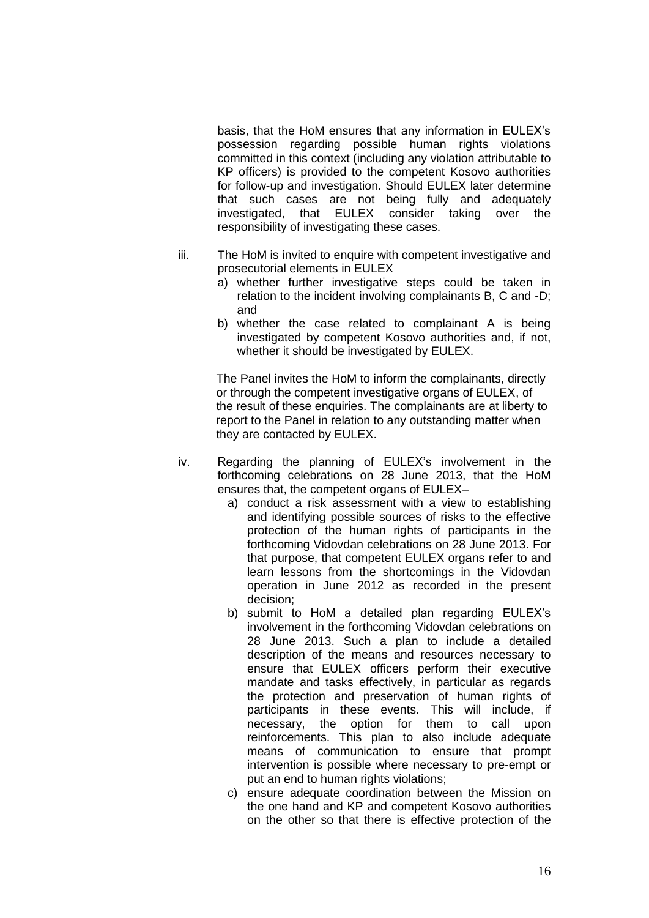basis, that the HoM ensures that any information in EULEX's possession regarding possible human rights violations committed in this context (including any violation attributable to KP officers) is provided to the competent Kosovo authorities for follow-up and investigation. Should EULEX later determine that such cases are not being fully and adequately investigated, that EULEX consider taking over the responsibility of investigating these cases.

iii. The HoM is invited to enquire with competent investigative and prosecutorial elements in EULEX

   a) whether further investigative steps could be taken in relation to the incident involving complainants B, C and -D; and
   b) whether the case related to complainant A is being investigated by competent Kosovo authorities and, if not, whether it should be investigated by EULEX.

   The Panel invites the HoM to inform the complainants, directly or through the competent investigative organs of EULEX, of the result of these enquiries. The complainants are at liberty to report to the Panel in relation to any outstanding matter when they are contacted by EULEX.

iv. Regarding the planning of EULEX's involvement in the forthcoming celebrations on 28 June 2013, that the HoM ensures that, the competent organs of EULEX–

   a) conduct a risk assessment with a view to establishing and identifying possible sources of risks to the effective protection of the human rights of participants in the forthcoming Vidovdan celebrations on 28 June 2013. For that purpose, that competent EULEX organs refer to and learn lessons from the shortcomings in the Vidovdan operation in June 2012 as recorded in the present decision;
   b) submit to HoM a detailed plan regarding EULEX's involvement in the forthcoming Vidovdan celebrations on 28 June 2013. Such a plan to include a detailed description of the means and resources necessary to ensure that EULEX officers perform their executive mandate and tasks effectively, in particular as regards the protection and preservation of human rights of participants in these events. This will include, if necessary, the option for them to call upon reinforcements. This plan to also include adequate means of communication to ensure that prompt intervention is possible where necessary to pre-empt or put an end to human rights violations;
   c) ensure adequate coordination between the Mission on the one hand and KP and competent Kosovo authorities on the other so that there is effective protection of the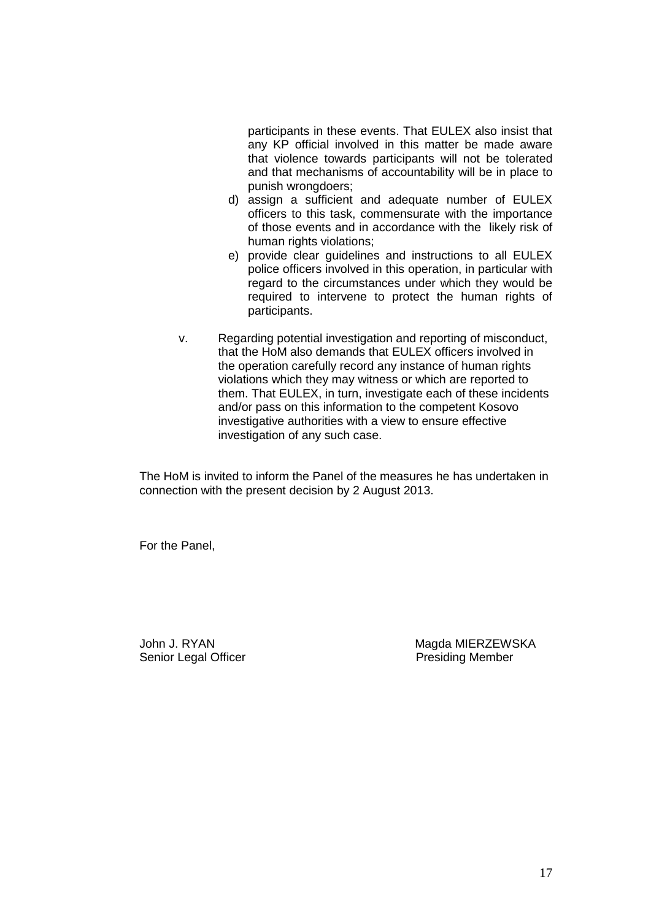participants in these events. That EULEX also insist that any KP official involved in this matter be made aware that violence towards participants will not be tolerated and that mechanisms of accountability will be in place to punish wrongdoers;

d) assign a sufficient and adequate number of EULEX officers to this task, commensurate with the importance of those events and in accordance with the likely risk of human rights violations;

e) provide clear guidelines and instructions to all EULEX police officers involved in this operation, in particular with regard to the circumstances under which they would be required to intervene to protect the human rights of participants.

v. Regarding potential investigation and reporting of misconduct, that the HoM also demands that EULEX officers involved in the operation carefully record any instance of human rights violations which they may witness or which are reported to them. That EULEX, in turn, investigate each of these incidents and/or pass on this information to the competent Kosovo investigative authorities with a view to ensure effective investigation of any such case.

The HoM is invited to inform the Panel of the measures he has undertaken in connection with the present decision by 2 August 2013.

For the Panel,

John J. RYAN
Senior Legal Officer

Magda MIERZEWSKA
Presiding Member